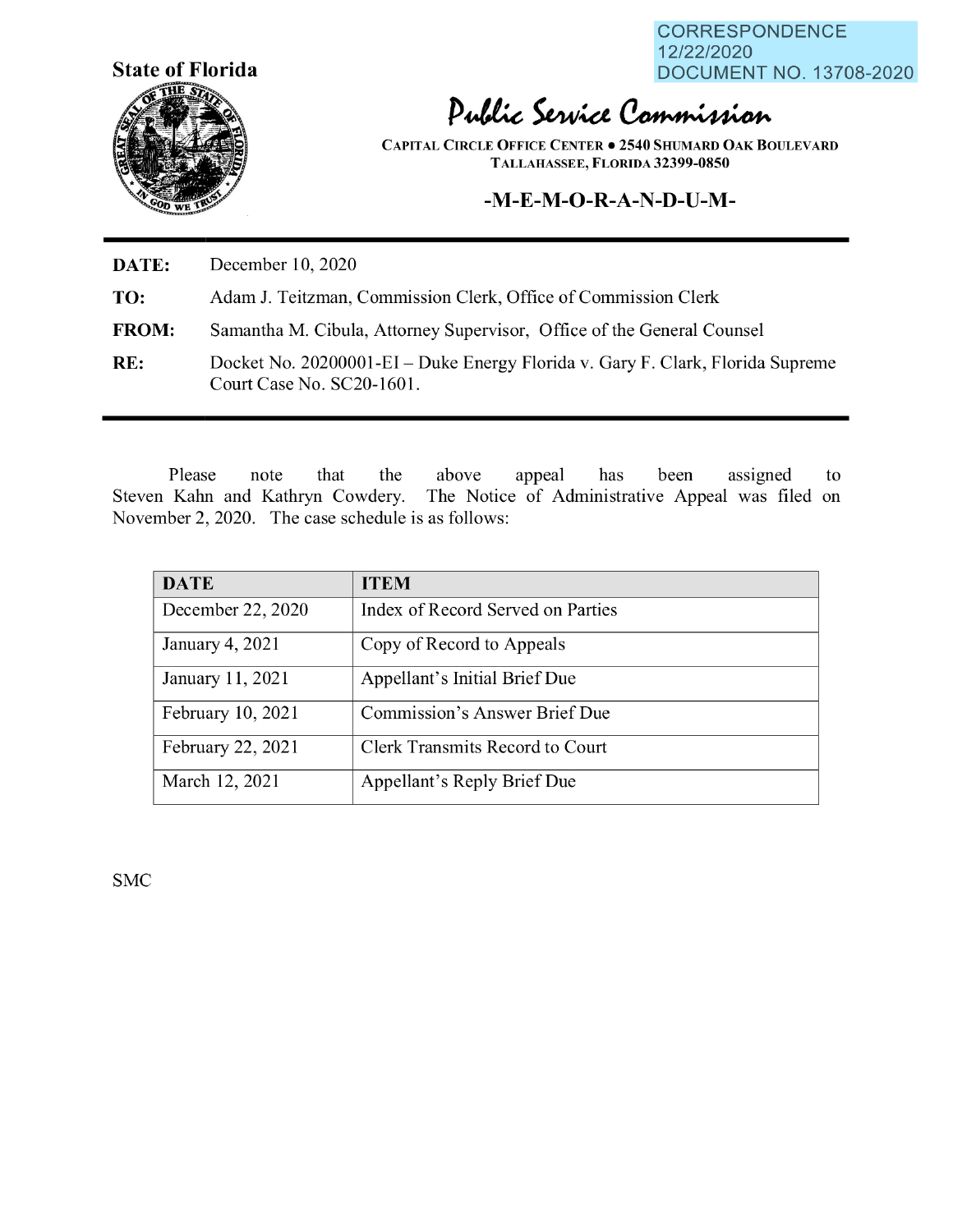CORRESPONDENCE
12/22/2020
DOCUMENT NO. 13708-2020

**State of Florida**

# Public Service Commission

CAPITAL CIRCLE OFFICE CENTER • 2540 SHUMARD OAK BOULEVARD
TALLAHASSEE, FLORIDA 32399-0850

## -M-E-M-O-R-A-N-D-U-M-

**DATE:** December 10, 2020

**TO:** Adam J. Teitzman, Commission Clerk, Office of Commission Clerk

**FROM:** Samantha M. Cibula, Attorney Supervisor, Office of the General Counsel

**RE:** Docket No. 20200001-EI – Duke Energy Florida v. Gary F. Clark, Florida Supreme Court Case No. SC20-1601.

Please note that the above appeal has been assigned to Steven Kahn and Kathryn Cowdery. The Notice of Administrative Appeal was filed on November 2, 2020. The case schedule is as follows:

| DATE | ITEM |
|---|---|
| December 22, 2020 | Index of Record Served on Parties |
| January 4, 2021 | Copy of Record to Appeals |
| January 11, 2021 | Appellant's Initial Brief Due |
| February 10, 2021 | Commission's Answer Brief Due |
| February 22, 2021 | Clerk Transmits Record to Court |
| March 12, 2021 | Appellant's Reply Brief Due |

SMC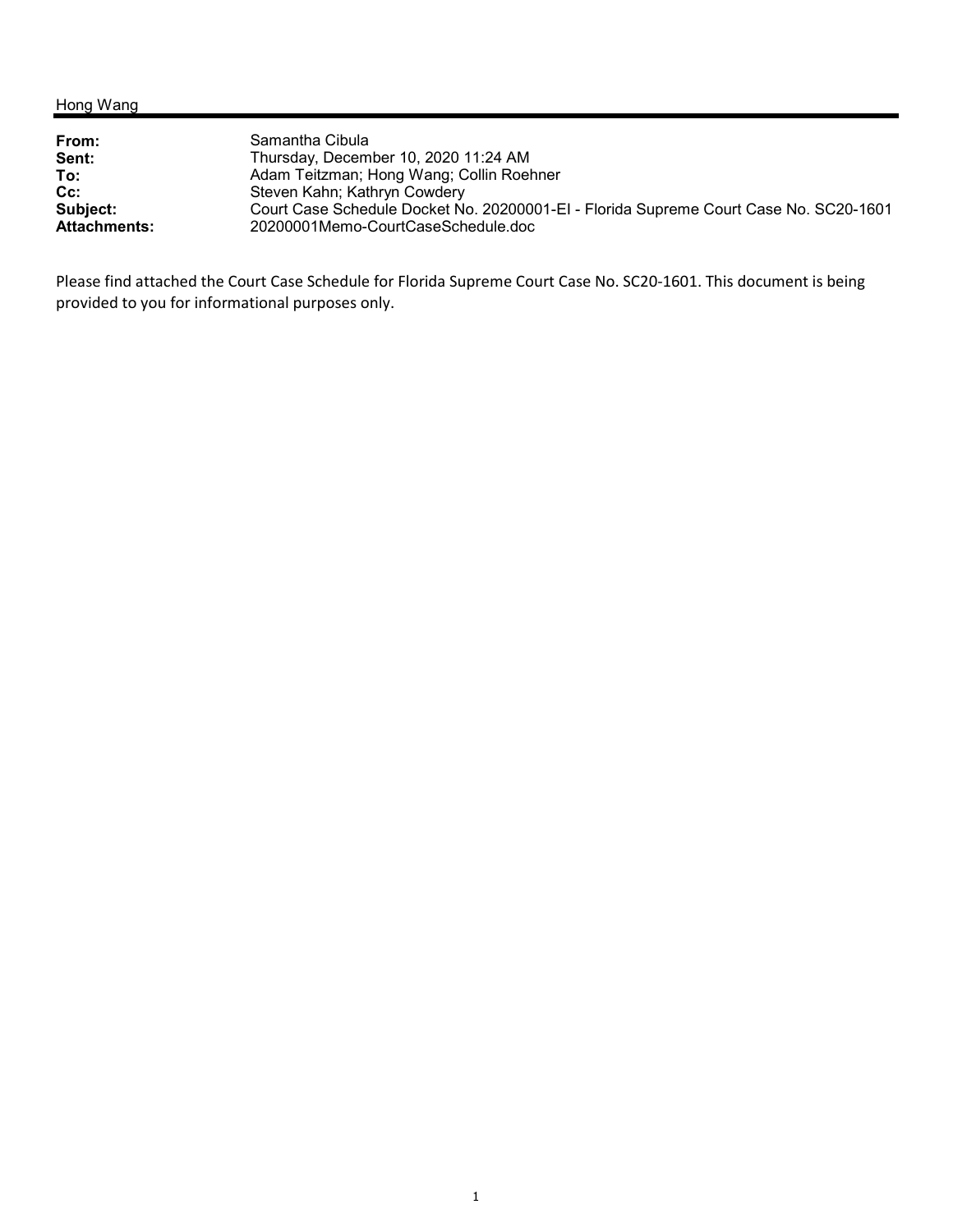Hong Wang

| | |
|---|---|
| **From:** | Samantha Cibula |
| **Sent:** | Thursday, December 10, 2020 11:24 AM |
| **To:** | Adam Teitzman; Hong Wang; Collin Roehner |
| **Cc:** | Steven Kahn; Kathryn Cowdery |
| **Subject:** | Court Case Schedule Docket No. 20200001-EI - Florida Supreme Court Case No. SC20-1601 |
| **Attachments:** | 20200001Memo-CourtCaseSchedule.doc |

Please find attached the Court Case Schedule for Florida Supreme Court Case No. SC20-1601. This document is being provided to you for informational purposes only.